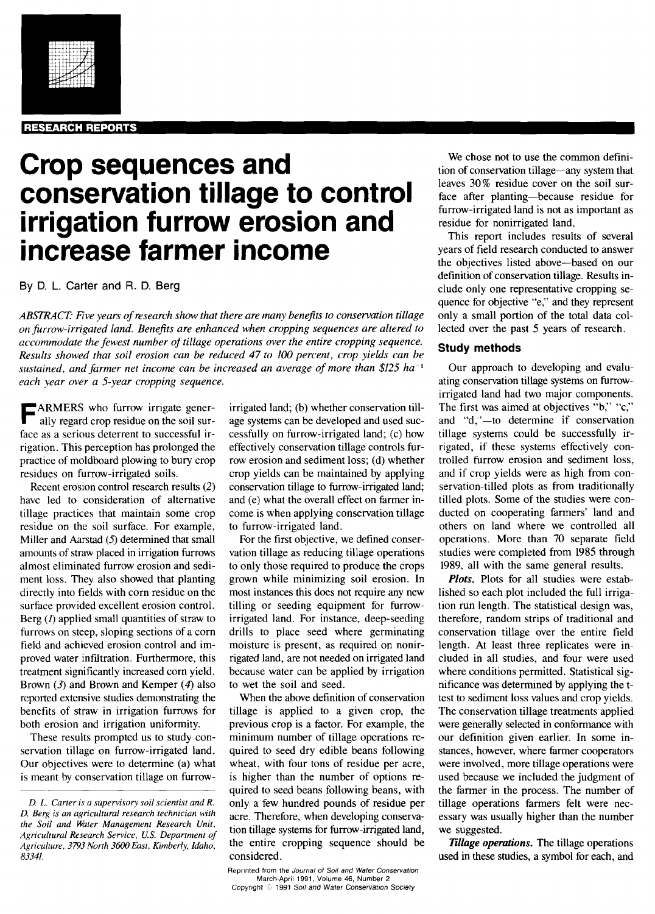RESEARCH REPORTS

# Crop sequences and conservation tillage to control irrigation furrow erosion and increase farmer income

By D. L. Carter and R. D. Berg

*ABSTRACT: Five years of research show that there are many benefits to conservation tillage on furrow-irrigated land. Benefits are enhanced when cropping sequences are altered to accommodate the fewest number of tillage operations over the entire cropping sequence. Results showed that soil erosion can be reduced 47 to 100 percent, crop yields can be sustained, and farmer net income can be increased an average of more than \$125 ha$^{-1}$ each year over a 5-year cropping sequence.*

FARMERS who furrow irrigate generally regard crop residue on the soil surface as a serious deterrent to successful irrigation. This perception has prolonged the practice of moldboard plowing to bury crop residues on furrow-irrigated soils.

Recent erosion control research results (*2*) have led to consideration of alternative tillage practices that maintain some crop residue on the soil surface. For example, Miller and Aarstad (*5*) determined that small amounts of straw placed in irrigation furrows almost eliminated furrow erosion and sediment loss. They also showed that planting directly into fields with corn residue on the surface provided excellent erosion control. Berg (*1*) applied small quantities of straw to furrows on steep, sloping sections of a corn field and achieved erosion control and improved water infiltration. Furthermore, this treatment significantly increased corn yield. Brown (*3*) and Brown and Kemper (*4*) also reported extensive studies demonstrating the benefits of straw in irrigation furrows for both erosion and irrigation uniformity.

These results prompted us to study conservation tillage on furrow-irrigated land. Our objectives were to determine (a) what is meant by conservation tillage on furrow-irrigated land; (b) whether conservation tillage systems can be developed and used successfully on furrow-irrigated land; (c) how effectively conservation tillage controls furrow erosion and sediment loss; (d) whether crop yields can be maintained by applying conservation tillage to furrow-irrigated land; and (e) what the overall effect on farmer income is when applying conservation tillage to furrow-irrigated land.

For the first objective, we defined conservation tillage as reducing tillage operations to only those required to produce the crops grown while minimizing soil erosion. In most instances this does not require any new tilling or seeding equipment for furrow-irrigated land. For instance, deep-seeding drills to place seed where germinating moisture is present, as required on nonirrigated land, are not needed on irrigated land because water can be applied by irrigation to wet the soil and seed.

When the above definition of conservation tillage is applied to a given crop, the previous crop is a factor. For example, the minimum number of tillage operations required to seed dry edible beans following wheat, with four tons of residue per acre, is higher than the number of options required to seed beans following beans, with only a few hundred pounds of residue per acre. Therefore, when developing conservation tillage systems for furrow-irrigated land, the entire cropping sequence should be considered.

We chose not to use the common definition of conservation tillage—any system that leaves 30% residue cover on the soil surface after planting—because residue for furrow-irrigated land is not as important as residue for nonirrigated land.

This report includes results of several years of field research conducted to answer the objectives listed above—based on our definition of conservation tillage. Results include only one representative cropping sequence for objective "e," and they represent only a small portion of the total data collected over the past 5 years of research.

## Study methods

Our approach to developing and evaluating conservation tillage systems on furrow-irrigated land had two major components. The first was aimed at objectives "b," "c," and "d,"—to determine if conservation tillage systems could be successfully irrigated, if these systems effectively controlled furrow erosion and sediment loss, and if crop yields were as high from conservation-tilled plots as from traditionally tilled plots. Some of the studies were conducted on cooperating farmers' land and others on land where we controlled all operations. More than 70 separate field studies were completed from 1985 through 1989, all with the same general results.

***Plots.*** Plots for all studies were established so each plot included the full irrigation run length. The statistical design was, therefore, random strips of traditional and conservation tillage over the entire field length. At least three replicates were included in all studies, and four were used where conditions permitted. Statistical significance was determined by applying the t-test to sediment loss values and crop yields. The conservation tillage treatments applied were generally selected in conformance with our definition given earlier. In some instances, however, where farmer cooperators were involved, more tillage operations were used because we included the judgment of the farmer in the process. The number of tillage operations farmers felt were necessary was usually higher than the number we suggested.

***Tillage operations.*** The tillage operations used in these studies, a symbol for each, and

*D. L. Carter is a supervisory soil scientist and R. D. Berg is an agricultural research technician with the Soil and Water Management Research Unit, Agricultural Research Service, U.S. Department of Agriculture, 3793 North 3600 East, Kimberly, Idaho, 83341.*

Reprinted from the *Journal of Soil and Water Conservation* March-April 1991, Volume 46, Number 2
Copyright © 1991 Soil and Water Conservation Society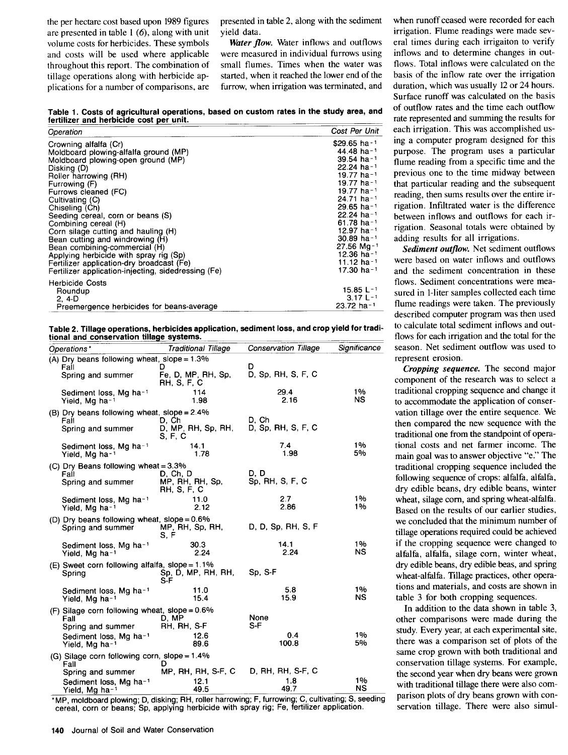the per hectare cost based upon 1989 figures are presented in table 1 (6), along with unit volume costs for herbicides. These symbols and costs will be used where applicable throughout this report. The combination of tillage operations along with herbicide applications for a number of comparisons, are presented in table 2, along with the sediment yield data.

***Water flow.*** Water inflows and outflows were measured in individual furrows using small flumes. Times when the water was started, when it reached the lower end of the furrow, when irrigation was terminated, and

**Table 1. Costs of agricultural operations, based on custom rates in the study area, and fertilizer and herbicide cost per unit.**

| *Operation* | *Cost Per Unit* |
|---|---|
| Crowning alfalfa (Cr) | $29.65 ha$^{-1}$ |
| Moldboard plowing-alfalfa ground (MP) | 44.48 ha$^{-1}$ |
| Moldboard plowing-open ground (MP) | 39.54 ha$^{-1}$ |
| Disking (D) | 22.24 ha$^{-1}$ |
| Roller harrowing (RH) | 19.77 ha$^{-1}$ |
| Furrowing (F) | 19.77 ha$^{-1}$ |
| Furrows cleaned (FC) | 19.77 ha$^{-1}$ |
| Cultivating (C) | 24.71 ha$^{-1}$ |
| Chiseling (Ch) | 29.65 ha$^{-1}$ |
| Seeding cereal, corn or beans (S) | 22.24 ha$^{-1}$ |
| Combining cereal (H) | 61.78 ha$^{-1}$ |
| Corn silage cutting and hauling (H) | 12.97 ha$^{-1}$ |
| Bean cutting and windrowing (H) | 30.89 ha$^{-1}$ |
| Bean combining-commercial (H) | 27.56 Mg$^{-1}$ |
| Applying herbicide with spray rig (Sp) | 12.36 ha$^{-1}$ |
| Fertilizer application-dry broadcast (Fe) | 11.12 ha$^{-1}$ |
| Fertilizer application-injecting, sidedressing (Fe) | 17.30 ha$^{-1}$ |
| Herbicide Costs | |
| Roundup | 15.85 L$^{-1}$ |
| 2, 4-D | 3.17 L$^{-1}$ |
| Preemergence herbicides for beans-average | 23.72 ha$^{-1}$ |

**Table 2. Tillage operations, herbicides application, sediment loss, and crop yield for traditional and conservation tillage systems.**

| *Operations\** | *Traditional Tillage* | *Conservation Tillage* | *Significance* |
|---|---|---|---|
| (A) Dry beans following wheat, slope = 1.3% | | | |
| Fall | D | D | |
| Spring and summer | Fe, D, MP, RH, Sp, RH, S, F, C | D, Sp, RH, S, F, C | |
| Sediment loss, Mg ha$^{-1}$ | 114 | 29.4 | 1% |
| Yield, Mg ha$^{-1}$ | 1.98 | 2.16 | NS |
| (B) Dry beans following wheat, slope = 2.4% | | | |
| Fall | D, Ch | D, Ch | |
| Spring and summer | D, MP, RH, Sp, RH, S, F, C | D, Sp, RH, S, F, C | |
| Sediment loss, Mg ha$^{-1}$ | 14.1 | 7.4 | 1% |
| Yield, Mg ha$^{-1}$ | 1.78 | 1.98 | 5% |
| (C) Dry Beans following wheat = 3.3% | | | |
| Fall | D, Ch, D | D, D | |
| Spring and summer | MP, RH, RH, Sp, RH, S, F, C | Sp, RH, S, F, C | |
| Sediment loss, Mg ha$^{-1}$ | 11.0 | 2.7 | 1% |
| Yield, Mg ha$^{-1}$ | 2.12 | 2.86 | 1% |
| (D) Dry beans following wheat, slope = 0.6% | | | |
| Spring and summer | MP, RH, Sp, RH, S, F | D, D, Sp, RH, S, F | |
| Sediment loss, Mg ha$^{-1}$ | 30.3 | 14.1 | 1% |
| Yield, Mg ha$^{-1}$ | 2.24 | 2.24 | NS |
| (E) Sweet corn following alfalfa, slope = 1.1% | | | |
| Spring | Sp, D, MP, RH, RH, S-F | Sp, S-F | |
| Sediment loss, Mg ha$^{-1}$ | 11.0 | 5.8 | 1% |
| Yield, Mg ha$^{-1}$ | 15.4 | 15.9 | NS |
| (F) Silage corn following wheat, slope = 0.6% | | | |
| Fall | D, MP | None | |
| Spring and summer | RH, RH, S-F | S-F | |
| Sediment loss, Mg ha$^{-1}$ | 12.6 | 0.4 | 1% |
| Yield, Mg ha$^{-1}$ | 89.6 | 100.8 | 5% |
| (G) Silage corn following corn, slope = 1.4% | | | |
| Fall | D | | |
| Spring and summer | MP, RH, RH, S-F, C | D, RH, RH, S-F, C | |
| Sediment loss, Mg ha$^{-1}$ | 12.1 | 1.8 | 1% |
| Yield, Mg ha$^{-1}$ | 49.5 | 49.7 | NS |

\*MP, moldboard plowing; D, disking; RH, roller harrowing; F, furrowing; C, cultivating; S, seeding cereal, corn or beans; Sp, applying herbicide with spray rig; Fe, fertilizer application.

when runoff ceased were recorded for each irrigation. Flume readings were made several times during each irrigaiton to verify inflows and to determine changes in outflows. Total inflows were calculated on the basis of the inflow rate over the irrigation duration, which was usually 12 or 24 hours. Surface runoff was calculated on the basis of outflow rates and the time each outflow rate represented and summing the results for each irrigation. This was accomplished using a computer program designed for this purpose. The program uses a particular flume reading from a specific time and the previous one to the time midway between that particular reading and the subsequent reading, then sums results over the entire irrigation. Infiltrated water is the difference between inflows and outflows for each irrigation. Seasonal totals were obtained by adding results for all irrigations.

***Sediment outflow.*** Net sediment outflows were based on water inflows and outflows and the sediment concentration in these flows. Sediment concentrations were measured in 1-liter samples collected each time flume readings were taken. The previously described computer program was then used to calculate total sediment inflows and outflows for each irrigation and the total for the season. Net sediment outflow was used to represent erosion.

***Cropping sequence.*** The second major component of the research was to select a traditional cropping sequence and change it to accommodate the application of conservation tillage over the entire sequence. We then compared the new sequence with the traditional one from the standpoint of operational costs and net farmer income. The main goal was to answer objective "e." The traditional cropping sequence included the following sequence of crops: alfalfa, alfalfa, dry edible beans, dry edible beans, winter wheat, silage corn, and spring wheat-alfalfa. Based on the results of our earlier studies, we concluded that the minimum number of tillage operations required could be achieved if the cropping sequence were changed to alfalfa, alfalfa, silage corn, winter wheat, dry edible beans, dry edible beas, and spring wheat-alfalfa. Tillage practices, other operations and materials, and costs are shown in table 3 for both cropping sequences.

In addition to the data shown in table 3, other comparisons were made during the study. Every year, at each experimental site, there was a comparison set of plots of the same crop grown with both traditional and conservation tillage systems. For example, the second year when dry beans were grown with traditional tillage there were also comparison plots of dry beans grown with conservation tillage. There were also simul-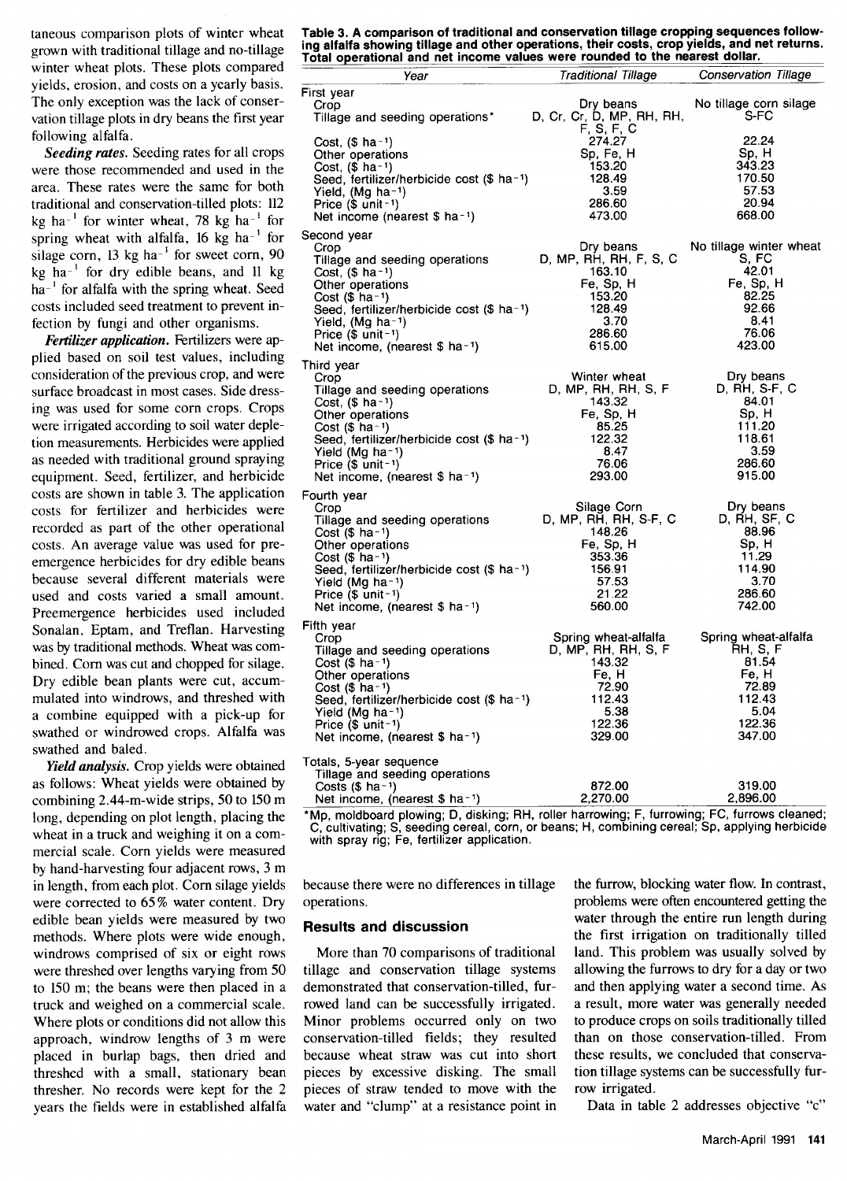taneous comparison plots of winter wheat grown with traditional tillage and no-tillage winter wheat plots. These plots compared yields, erosion, and costs on a yearly basis. The only exception was the lack of conservation tillage plots in dry beans the first year following alfalfa.

***Seeding rates.*** Seeding rates for all crops were those recommended and used in the area. These rates were the same for both traditional and conservation-tilled plots: 112 kg ha$^{-1}$ for winter wheat, 78 kg ha$^{-1}$ for spring wheat with alfalfa, 16 kg ha$^{-1}$ for silage corn, 13 kg ha$^{-1}$ for sweet corn, 90 kg ha$^{-1}$ for dry edible beans, and 11 kg ha$^{-1}$ for alfalfa with the spring wheat. Seed costs included seed treatment to prevent infection by fungi and other organisms.

***Fertilizer application.*** Fertilizers were applied based on soil test values, including consideration of the previous crop, and were surface broadcast in most cases. Side dressing was used for some corn crops. Crops were irrigated according to soil water depletion measurements. Herbicides were applied as needed with traditional ground spraying equipment. Seed, fertilizer, and herbicide costs are shown in table 3. The application costs for fertilizer and herbicides were recorded as part of the other operational costs. An average value was used for preemergence herbicides for dry edible beans because several different materials were used and costs varied a small amount. Preemergence herbicides used included Sonalan, Eptam, and Treflan. Harvesting was by traditional methods. Wheat was combined. Corn was cut and chopped for silage. Dry edible bean plants were cut, accumulated into windrows, and threshed with a combine equipped with a pick-up for swathed or windrowed crops. Alfalfa was swathed and baled.

***Yield analysis.*** Crop yields were obtained as follows: Wheat yields were obtained by combining 2.44-m-wide strips, 50 to 150 m long, depending on plot length, placing the wheat in a truck and weighing it on a commercial scale. Corn yields were measured by hand-harvesting four adjacent rows, 3 m in length, from each plot. Corn silage yields were corrected to 65% water content. Dry edible bean yields were measured by two methods. Where plots were wide enough, windrows comprised of six or eight rows were threshed over lengths varying from 50 to 150 m; the beans were then placed in a truck and weighed on a commercial scale. Where plots or conditions did not allow this approach, windrow lengths of 3 m were placed in burlap bags, then dried and threshed with a small, stationary bean thresher. No records were kept for the 2 years the fields were in established alfalfa because there were no differences in tillage operations.

**Table 3. A comparison of traditional and conservation tillage cropping sequences following alfalfa showing tillage and other operations, their costs, crop yields, and net returns. Total operational and net income values were rounded to the nearest dollar.**

| Year | Traditional Tillage | Conservation Tillage |
|---|---|---|
| **First year** | | |
| Crop | Dry beans | No tillage corn silage |
| Tillage and seeding operations* | D, Cr, Cr, D, MP, RH, RH, F, S, F, C | S-FC |
| Cost, ($ ha$^{-1}$) | 274.27 | 22.24 |
| Other operations | Sp, Fe, H | Sp, H |
| Cost, ($ ha$^{-1}$) | 153.20 | 343.23 |
| Seed, fertilizer/herbicide cost ($ ha$^{-1}$) | 128.49 | 170.50 |
| Yield, (Mg ha$^{-1}$) | 3.59 | 57.53 |
| Price ($ unit$^{-1}$) | 286.60 | 20.94 |
| Net income (nearest $ ha$^{-1}$) | 473.00 | 668.00 |
| **Second year** | | |
| Crop | Dry beans | No tillage winter wheat |
| Tillage and seeding operations | D, MP, RH, RH, F, S, C | S, FC |
| Cost, ($ ha$^{-1}$) | 163.10 | 42.01 |
| Other operations | Fe, Sp, H | Fe, Sp, H |
| Cost ($ ha$^{-1}$) | 153.20 | 82.25 |
| Seed, fertilizer/herbicide cost ($ ha$^{-1}$) | 128.49 | 92.66 |
| Yield, (Mg ha$^{-1}$) | 3.70 | 8.41 |
| Price ($ unit$^{-1}$) | 286.60 | 76.06 |
| Net income, (nearest $ ha$^{-1}$) | 615.00 | 423.00 |
| **Third year** | | |
| Crop | Winter wheat | Dry beans |
| Tillage and seeding operations | D, MP, RH, RH, S, F | D, RH, S-F, C |
| Cost, ($ ha$^{-1}$) | 143.32 | 84.01 |
| Other operations | Fe, Sp, H | Sp, H |
| Cost ($ ha$^{-1}$) | 85.25 | 111.20 |
| Seed, fertilizer/herbicide cost ($ ha$^{-1}$) | 122.32 | 118.61 |
| Yield (Mg ha$^{-1}$) | 8.47 | 3.59 |
| Price ($ unit$^{-1}$) | 76.06 | 286.60 |
| Net income, (nearest $ ha$^{-1}$) | 293.00 | 915.00 |
| **Fourth year** | | |
| Crop | Silage Corn | Dry beans |
| Tillage and seeding operations | D, MP, RH, RH, S-F, C | D, RH, SF, C |
| Cost ($ ha$^{-1}$) | 148.26 | 88.96 |
| Other operations | Fe, Sp, H | Sp, H |
| Cost ($ ha$^{-1}$) | 353.36 | 11.29 |
| Seed, fertilizer/herbicide cost ($ ha$^{-1}$) | 156.91 | 114.90 |
| Yield (Mg ha$^{-1}$) | 57.53 | 3.70 |
| Price ($ unit$^{-1}$) | 21.22 | 286.60 |
| Net income, (nearest $ ha$^{-1}$) | 560.00 | 742.00 |
| **Fifth year** | | |
| Crop | Spring wheat-alfalfa | Spring wheat-alfalfa |
| Tillage and seeding operations | D, MP, RH, RH, S, F | RH, S, F |
| Cost, ($ ha$^{-1}$) | 143.32 | 81.54 |
| Other operations | Fe, H | Fe, H |
| Cost ($ ha$^{-1}$) | 72.90 | 72.89 |
| Seed, fertilizer/herbicide cost ($ ha$^{-1}$) | 112.43 | 112.43 |
| Yield (Mg ha$^{-1}$) | 5.38 | 5.04 |
| Price ($ unit$^{-1}$) | 122.36 | 122.36 |
| Net income, (nearest $ ha$^{-1}$) | 329.00 | 347.00 |
| **Totals, 5-year sequence** | | |
| Tillage and seeding operations Costs ($ ha$^{-1}$) | 872.00 | 319.00 |
| Net income, (nearest $ ha$^{-1}$) | 2,270.00 | 2,896.00 |

*Mp, moldboard plowing; D, disking; RH, roller harrowing; F, furrowing; FC, furrows cleaned; C, cultivating; S, seeding cereal, corn, or beans; H, combining cereal; Sp, applying herbicide with spray rig; Fe, fertilizer application.

## Results and discussion

More than 70 comparisons of traditional tillage and conservation tillage systems demonstrated that conservation-tilled, furrowed land can be successfully irrigated. Minor problems occurred only on two conservation-tilled fields; they resulted because wheat straw was cut into short pieces by excessive disking. The small pieces of straw tended to move with the water and "clump" at a resistance point in the furrow, blocking water flow. In contrast, problems were often encountered getting the water through the entire run length during the first irrigation on traditionally tilled land. This problem was usually solved by allowing the furrows to dry for a day or two and then applying water a second time. As a result, more water was generally needed to produce crops on soils traditionally tilled than on those conservation-tilled. From these results, we concluded that conservation tillage systems can be successfully furrow irrigated.

Data in table 2 addresses objective "c"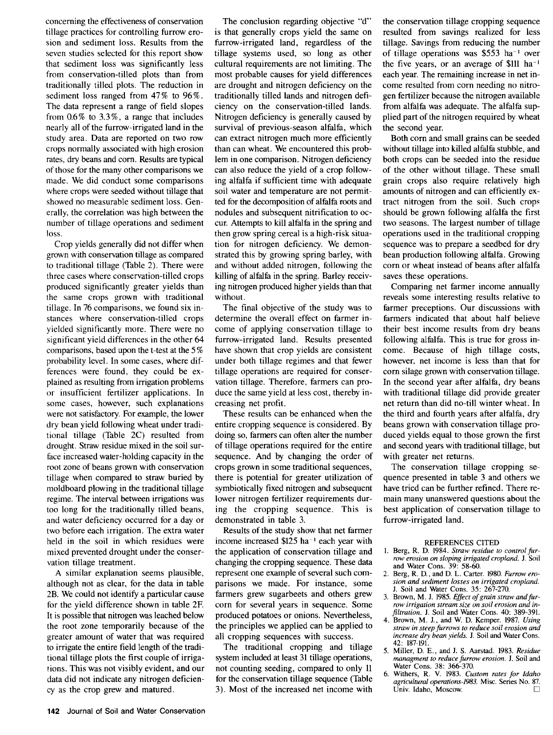concerning the effectiveness of conservation tillage practices for controlling furrow erosion and sediment loss. Results from the seven studies selected for this report show that sediment loss was significantly less from conservation-tilled plots than from traditionally tilled plots. The reduction in sediment loss ranged from 47% to 96%. The data represent a range of field slopes from 0.6% to 3.3%, a range that includes nearly all of the furrow-irrigated land in the study area. Data are reported on two row crops normally associated with high erosion rates, dry beans and corn. Results are typical of those for the many other comparisons we made. We did conduct some comparisons where crops were seeded without tillage that showed no measurable sediment loss. Generally, the correlation was high between the number of tillage operations and sediment loss.

Crop yields generally did not differ when grown with conservation tillage as compared to traditional tillage (Table 2). There were three cases where conservation-tilled crops produced significantly greater yields than the same crops grown with traditional tillage. In 76 comparisons, we found six instances where conservation-tilled crops yielded significantly more. There were no significant yield differences in the other 64 comparisons, based upon the t-test at the 5% probability level. In some cases, where differences were found, they could be explained as resulting from irrigation problems or insufficient fertilizer applications. In some cases, however, such explanations were not satisfactory. For example, the lower dry bean yield following wheat under traditional tillage (Table 2C) resulted from drought. Straw residue mixed in the soil surface increased water-holding capacity in the root zone of beans grown with conservation tillage when compared to straw buried by moldboard plowing in the traditional tillage regime. The interval between irrigations was too long for the traditionally tilled beans, and water deficiency occurred for a day or two before each irrigation. The extra water held in the soil in which residues were mixed prevented drought under the conservation tillage treatment.

A similar explanation seems plausible, although not as clear, for the data in table 2B. We could not identify a particular cause for the yield difference shown in table 2F. It is possible that nitrogen was leached below the root zone temporarily because of the greater amount of water that was required to irrigate the entire field length of the traditional tillage plots the first couple of irrigations. This was not visibly evident, and our data did not indicate any nitrogen deficiency as the crop grew and matured.

The conclusion regarding objective "d" is that generally crops yield the same on furrow-irrigated land, regardless of the tillage systems used, so long as other cultural requirements are not limiting. The most probable causes for yield differences are drought and nitrogen deficiency on the traditionally tilled lands and nitrogen deficiency on the conservation-tilled lands. Nitrogen deficiency is generally caused by survival of previous-season alfalfa, which can extract nitrogen much more efficiently than can wheat. We encountered this problem in one comparison. Nitrogen deficiency can also reduce the yield of a crop following alfalfa if sufficient time with adequate soil water and temperature are not permitted for the decomposition of alfalfa roots and nodules and subsequent nitrification to occur. Attempts to kill alfalfa in the spring and then grow spring cereal is a high-risk situation for nitrogen deficiency. We demonstrated this by growing spring barley, with and without added nitrogen, following the killing of alfalfa in the spring. Barley receiving nitrogen produced higher yields than that without.

The final objective of the study was to determine the overall effect on farmer income of applying conservation tillage to furrow-irrigated land. Results presented have shown that crop yields are consistent under both tillage regimes and that fewer tillage operations are required for conservation tillage. Therefore, farmers can produce the same yield at less cost, thereby increasing net profit.

These results can be enhanced when the entire cropping sequence is considered. By doing so, farmers can often alter the number of tillage operations required for the entire sequence. And by changing the order of crops grown in some traditional sequences, there is potential for greater utilization of symbiotically fixed nitrogen and subsequent lower nitrogen fertilizer requirements during the cropping sequence. This is demonstrated in table 3.

Results of the study show that net farmer income increased \$125 ha$^{-1}$ each year with the application of conservation tillage and changing the cropping sequence. These data represent one example of several such comparisons we made. For instance, some farmers grew sugarbeets and others grew corn for several years in sequence. Some produced potatoes or onions. Nevertheless, the principles we applied can be applied to all cropping sequences with success.

The traditional cropping and tillage system included at least 31 tillage operations, not counting seeding, compared to only 11 for the conservation tillage sequence (Table 3). Most of the increased net income with the conservation tillage cropping sequence resulted from savings realized for less tillage. Savings from reducing the number of tillage operations was \$553 ha$^{-1}$ over the five years, or an average of \$111 ha$^{-1}$ each year. The remaining increase in net income resulted from corn needing no nitrogen fertilizer because the nitrogen available from alfalfa was adequate. The alfalfa supplied part of the nitrogen required by wheat the second year.

Both corn and small grains can be seeded without tillage into killed alfalfa stubble, and both crops can be seeded into the residue of the other without tillage. These small grain crops also require relatively high amounts of nitrogen and can efficiently extract nitrogen from the soil. Such crops should be grown following alfalfa the first two seasons. The largest number of tillage operations used in the traditional cropping sequence was to prepare a seedbed for dry bean production following alfalfa. Growing corn or wheat instead of beans after alfalfa saves these operations.

Comparing net farmer income annually reveals some interesting results relative to farmer preceptions. Our discussions with farmers indicated that about half believe their best income results from dry beans following alfalfa. This is true for gross income. Because of high tillage costs, however, net income is less than that for corn silage grown with conservation tillage. In the second year after alfalfa, dry beans with traditional tillage did provide greater net return than did no-till winter wheat. In the third and fourth years after alfalfa, dry beans grown with conservation tillage produced yields equal to those grown the first and second years with traditional tillage, but with greater net returns.

The conservation tillage cropping sequence presented in table 3 and others we have tried can be further refined. There remain many unanswered questions about the best application of conservation tillage to furrow-irrigated land.

## REFERENCES CITED

1. Berg, R. D. 1984. *Straw residue to control furrow erosion on sloping irrigated cropland.* J. Soil and Water Cons. 39: 58-60.
2. Berg, R. D., and D. L. Carter. 1980. *Furrow erosion and sediment losses on irrigated cropland.* J. Soil and Water Cons. 35: 267-270.
3. Brown, M. J. 1985. *Effect of grain straw and furrow irrigation stream size on soil erosion and infiltration.* J. Soil and Water Cons. 40: 389-391.
4. Brown, M. J., and W. D. Kemper. 1987. *Using straw in steep furrows to reduce soil erosion and increase dry bean yields.* J. Soil and Water Cons. 42: 187-191.
5. Miller, D. E., and J. S. Aarstad. 1983. *Residue managment to reduce furrow erosion.* J. Soil and Water Cons. 38: 366-370.
6. Withers, R. V. 1983. *Custom rates for Idaho agricultural operations-1983.* Misc. Series No. 87. Univ. Idaho, Moscow.